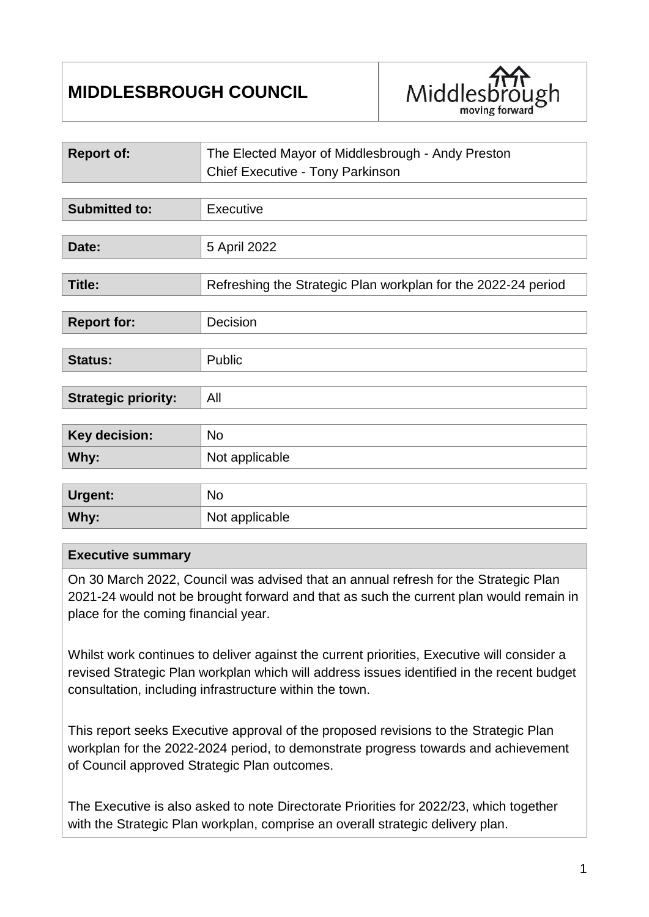| **MIDDLESBROUGH COUNCIL** | Middlesbrough moving forward |
|---|---|

| **Report of:** | The Elected Mayor of Middlesbrough - Andy Preston<br>Chief Executive - Tony Parkinson |
|---|---|

| **Submitted to:** | Executive |
|---|---|

| **Date:** | 5 April 2022 |
|---|---|

| **Title:** | Refreshing the Strategic Plan workplan for the 2022-24 period |
|---|---|

| **Report for:** | Decision |
|---|---|

| **Status:** | Public |
|---|---|

| **Strategic priority:** | All |
|---|---|

| **Key decision:** | No |
|---|---|
| **Why:** | Not applicable |

| **Urgent:** | No |
|---|---|
| **Why:** | Not applicable |

| **Executive summary** |
|---|
| On 30 March 2022, Council was advised that an annual refresh for the Strategic Plan 2021-24 would not be brought forward and that as such the current plan would remain in place for the coming financial year.<br><br>Whilst work continues to deliver against the current priorities, Executive will consider a revised Strategic Plan workplan which will address issues identified in the recent budget consultation, including infrastructure within the town.<br><br>This report seeks Executive approval of the proposed revisions to the Strategic Plan workplan for the 2022-2024 period, to demonstrate progress towards and achievement of Council approved Strategic Plan outcomes.<br><br>The Executive is also asked to note Directorate Priorities for 2022/23, which together with the Strategic Plan workplan, comprise an overall strategic delivery plan. |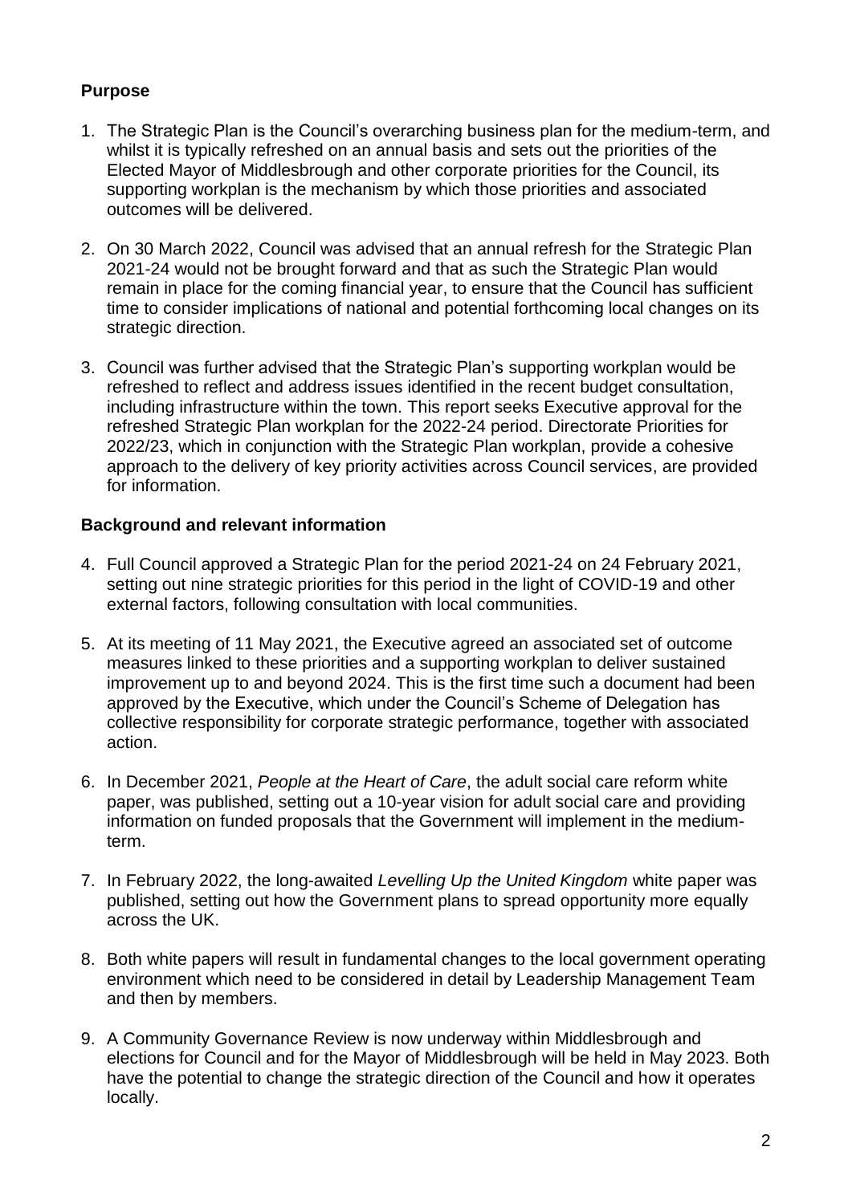**Purpose**

1. The Strategic Plan is the Council's overarching business plan for the medium-term, and whilst it is typically refreshed on an annual basis and sets out the priorities of the Elected Mayor of Middlesbrough and other corporate priorities for the Council, its supporting workplan is the mechanism by which those priorities and associated outcomes will be delivered.

2. On 30 March 2022, Council was advised that an annual refresh for the Strategic Plan 2021-24 would not be brought forward and that as such the Strategic Plan would remain in place for the coming financial year, to ensure that the Council has sufficient time to consider implications of national and potential forthcoming local changes on its strategic direction.

3. Council was further advised that the Strategic Plan's supporting workplan would be refreshed to reflect and address issues identified in the recent budget consultation, including infrastructure within the town. This report seeks Executive approval for the refreshed Strategic Plan workplan for the 2022-24 period. Directorate Priorities for 2022/23, which in conjunction with the Strategic Plan workplan, provide a cohesive approach to the delivery of key priority activities across Council services, are provided for information.

**Background and relevant information**

4. Full Council approved a Strategic Plan for the period 2021-24 on 24 February 2021, setting out nine strategic priorities for this period in the light of COVID-19 and other external factors, following consultation with local communities.

5. At its meeting of 11 May 2021, the Executive agreed an associated set of outcome measures linked to these priorities and a supporting workplan to deliver sustained improvement up to and beyond 2024. This is the first time such a document had been approved by the Executive, which under the Council's Scheme of Delegation has collective responsibility for corporate strategic performance, together with associated action.

6. In December 2021, *People at the Heart of Care*, the adult social care reform white paper, was published, setting out a 10-year vision for adult social care and providing information on funded proposals that the Government will implement in the medium-term.

7. In February 2022, the long-awaited *Levelling Up the United Kingdom* white paper was published, setting out how the Government plans to spread opportunity more equally across the UK.

8. Both white papers will result in fundamental changes to the local government operating environment which need to be considered in detail by Leadership Management Team and then by members.

9. A Community Governance Review is now underway within Middlesbrough and elections for Council and for the Mayor of Middlesbrough will be held in May 2023. Both have the potential to change the strategic direction of the Council and how it operates locally.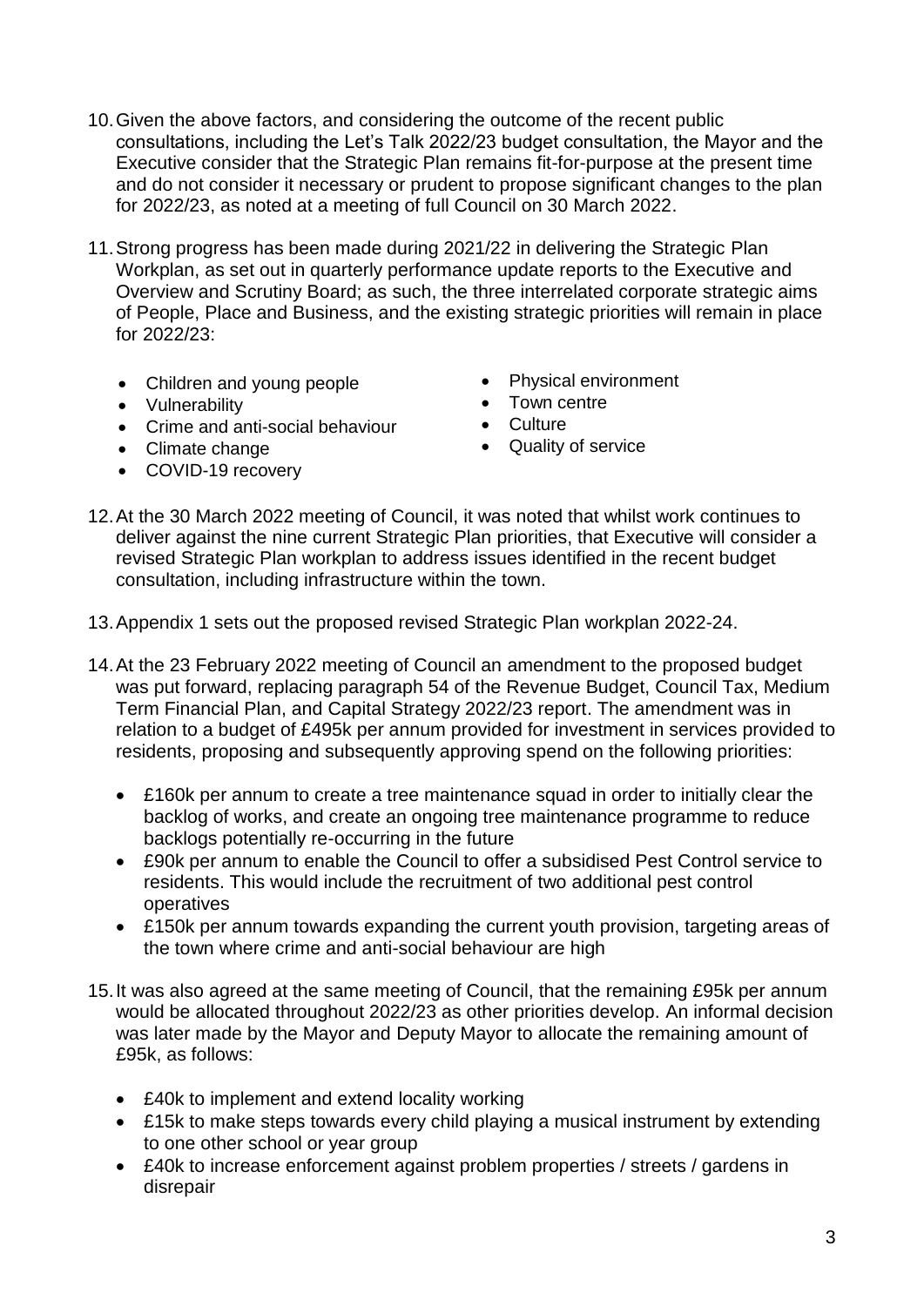10. Given the above factors, and considering the outcome of the recent public consultations, including the Let's Talk 2022/23 budget consultation, the Mayor and the Executive consider that the Strategic Plan remains fit-for-purpose at the present time and do not consider it necessary or prudent to propose significant changes to the plan for 2022/23, as noted at a meeting of full Council on 30 March 2022.

11. Strong progress has been made during 2021/22 in delivering the Strategic Plan Workplan, as set out in quarterly performance update reports to the Executive and Overview and Scrutiny Board; as such, the three interrelated corporate strategic aims of People, Place and Business, and the existing strategic priorities will remain in place for 2022/23:

    - Children and young people
    - Vulnerability
    - Crime and anti-social behaviour
    - Climate change
    - COVID-19 recovery
    - Physical environment
    - Town centre
    - Culture
    - Quality of service

12. At the 30 March 2022 meeting of Council, it was noted that whilst work continues to deliver against the nine current Strategic Plan priorities, that Executive will consider a revised Strategic Plan workplan to address issues identified in the recent budget consultation, including infrastructure within the town.

13. Appendix 1 sets out the proposed revised Strategic Plan workplan 2022-24.

14. At the 23 February 2022 meeting of Council an amendment to the proposed budget was put forward, replacing paragraph 54 of the Revenue Budget, Council Tax, Medium Term Financial Plan, and Capital Strategy 2022/23 report. The amendment was in relation to a budget of £495k per annum provided for investment in services provided to residents, proposing and subsequently approving spend on the following priorities:

    - £160k per annum to create a tree maintenance squad in order to initially clear the backlog of works, and create an ongoing tree maintenance programme to reduce backlogs potentially re-occurring in the future
    - £90k per annum to enable the Council to offer a subsidised Pest Control service to residents. This would include the recruitment of two additional pest control operatives
    - £150k per annum towards expanding the current youth provision, targeting areas of the town where crime and anti-social behaviour are high

15. It was also agreed at the same meeting of Council, that the remaining £95k per annum would be allocated throughout 2022/23 as other priorities develop. An informal decision was later made by the Mayor and Deputy Mayor to allocate the remaining amount of £95k, as follows:

    - £40k to implement and extend locality working
    - £15k to make steps towards every child playing a musical instrument by extending to one other school or year group
    - £40k to increase enforcement against problem properties / streets / gardens in disrepair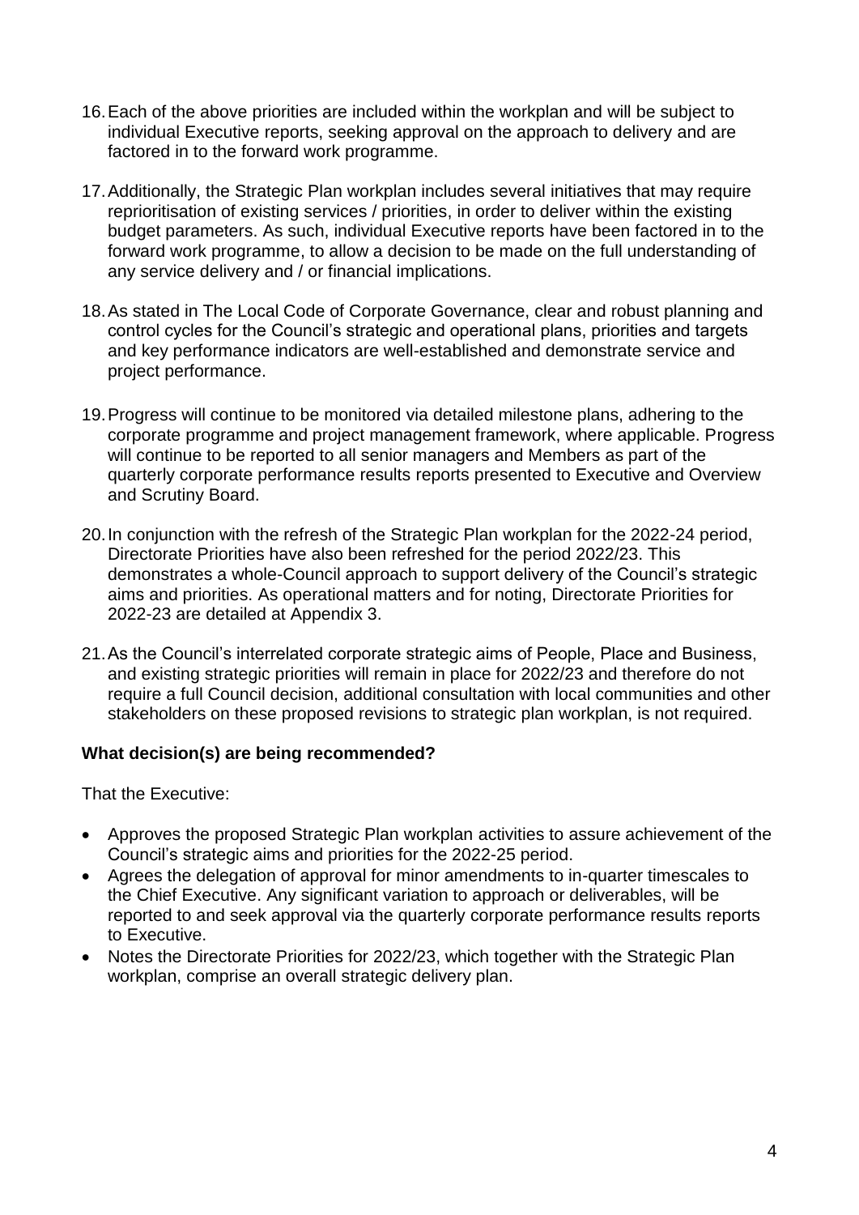16. Each of the above priorities are included within the workplan and will be subject to individual Executive reports, seeking approval on the approach to delivery and are factored in to the forward work programme.

17. Additionally, the Strategic Plan workplan includes several initiatives that may require reprioritisation of existing services / priorities, in order to deliver within the existing budget parameters. As such, individual Executive reports have been factored in to the forward work programme, to allow a decision to be made on the full understanding of any service delivery and / or financial implications.

18. As stated in The Local Code of Corporate Governance, clear and robust planning and control cycles for the Council's strategic and operational plans, priorities and targets and key performance indicators are well-established and demonstrate service and project performance.

19. Progress will continue to be monitored via detailed milestone plans, adhering to the corporate programme and project management framework, where applicable. Progress will continue to be reported to all senior managers and Members as part of the quarterly corporate performance results reports presented to Executive and Overview and Scrutiny Board.

20. In conjunction with the refresh of the Strategic Plan workplan for the 2022-24 period, Directorate Priorities have also been refreshed for the period 2022/23. This demonstrates a whole-Council approach to support delivery of the Council's strategic aims and priorities. As operational matters and for noting, Directorate Priorities for 2022-23 are detailed at Appendix 3.

21. As the Council's interrelated corporate strategic aims of People, Place and Business, and existing strategic priorities will remain in place for 2022/23 and therefore do not require a full Council decision, additional consultation with local communities and other stakeholders on these proposed revisions to strategic plan workplan, is not required.

**What decision(s) are being recommended?**

That the Executive:

- Approves the proposed Strategic Plan workplan activities to assure achievement of the Council's strategic aims and priorities for the 2022-25 period.
- Agrees the delegation of approval for minor amendments to in-quarter timescales to the Chief Executive. Any significant variation to approach or deliverables, will be reported to and seek approval via the quarterly corporate performance results reports to Executive.
- Notes the Directorate Priorities for 2022/23, which together with the Strategic Plan workplan, comprise an overall strategic delivery plan.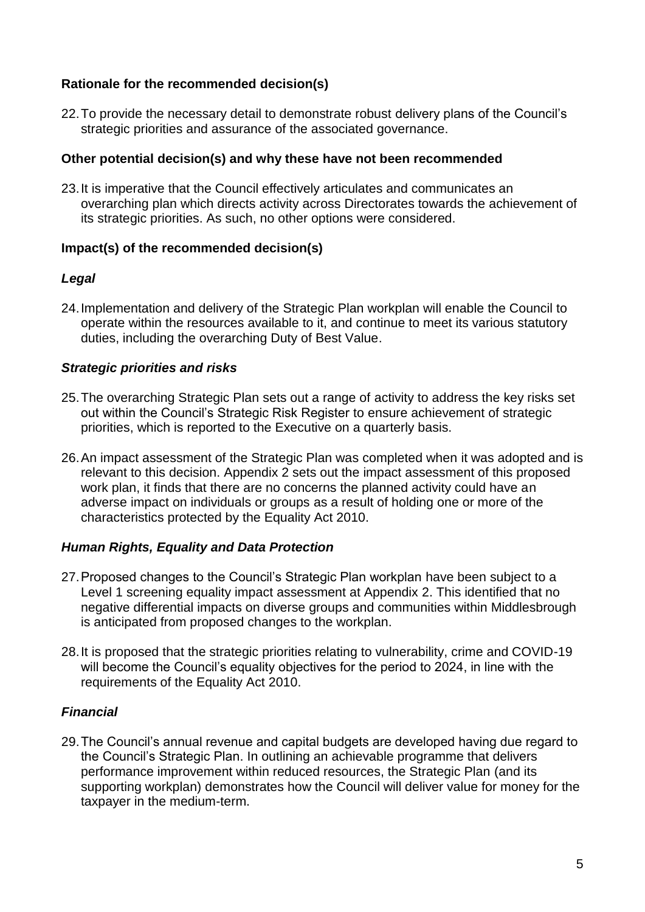**Rationale for the recommended decision(s)**

22. To provide the necessary detail to demonstrate robust delivery plans of the Council's strategic priorities and assurance of the associated governance.

**Other potential decision(s) and why these have not been recommended**

23. It is imperative that the Council effectively articulates and communicates an overarching plan which directs activity across Directorates towards the achievement of its strategic priorities. As such, no other options were considered.

**Impact(s) of the recommended decision(s)**

***Legal***

24. Implementation and delivery of the Strategic Plan workplan will enable the Council to operate within the resources available to it, and continue to meet its various statutory duties, including the overarching Duty of Best Value.

***Strategic priorities and risks***

25. The overarching Strategic Plan sets out a range of activity to address the key risks set out within the Council's Strategic Risk Register to ensure achievement of strategic priorities, which is reported to the Executive on a quarterly basis.

26. An impact assessment of the Strategic Plan was completed when it was adopted and is relevant to this decision. Appendix 2 sets out the impact assessment of this proposed work plan, it finds that there are no concerns the planned activity could have an adverse impact on individuals or groups as a result of holding one or more of the characteristics protected by the Equality Act 2010.

***Human Rights, Equality and Data Protection***

27. Proposed changes to the Council's Strategic Plan workplan have been subject to a Level 1 screening equality impact assessment at Appendix 2. This identified that no negative differential impacts on diverse groups and communities within Middlesbrough is anticipated from proposed changes to the workplan.

28. It is proposed that the strategic priorities relating to vulnerability, crime and COVID-19 will become the Council's equality objectives for the period to 2024, in line with the requirements of the Equality Act 2010.

***Financial***

29. The Council's annual revenue and capital budgets are developed having due regard to the Council's Strategic Plan. In outlining an achievable programme that delivers performance improvement within reduced resources, the Strategic Plan (and its supporting workplan) demonstrates how the Council will deliver value for money for the taxpayer in the medium-term.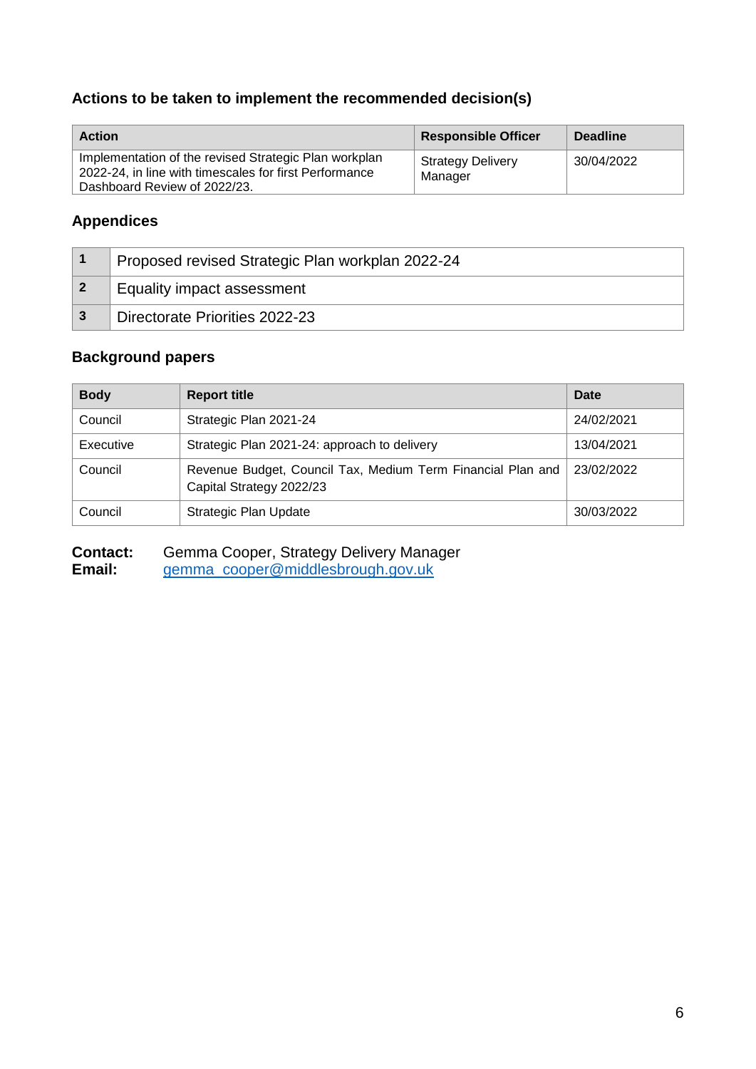### Actions to be taken to implement the recommended decision(s)

| Action | Responsible Officer | Deadline |
|---|---|---|
| Implementation of the revised Strategic Plan workplan 2022-24, in line with timescales for first Performance Dashboard Review of 2022/23. | Strategy Delivery Manager | 30/04/2022 |

### Appendices

| | |
|---|---|
| **1** | Proposed revised Strategic Plan workplan 2022-24 |
| **2** | Equality impact assessment |
| **3** | Directorate Priorities 2022-23 |

### Background papers

| Body | Report title | Date |
|---|---|---|
| Council | Strategic Plan 2021-24 | 24/02/2021 |
| Executive | Strategic Plan 2021-24: approach to delivery | 13/04/2021 |
| Council | Revenue Budget, Council Tax, Medium Term Financial Plan and Capital Strategy 2022/23 | 23/02/2022 |
| Council | Strategic Plan Update | 30/03/2022 |

**Contact:** Gemma Cooper, Strategy Delivery Manager
**Email:** gemma_cooper@middlesbrough.gov.uk